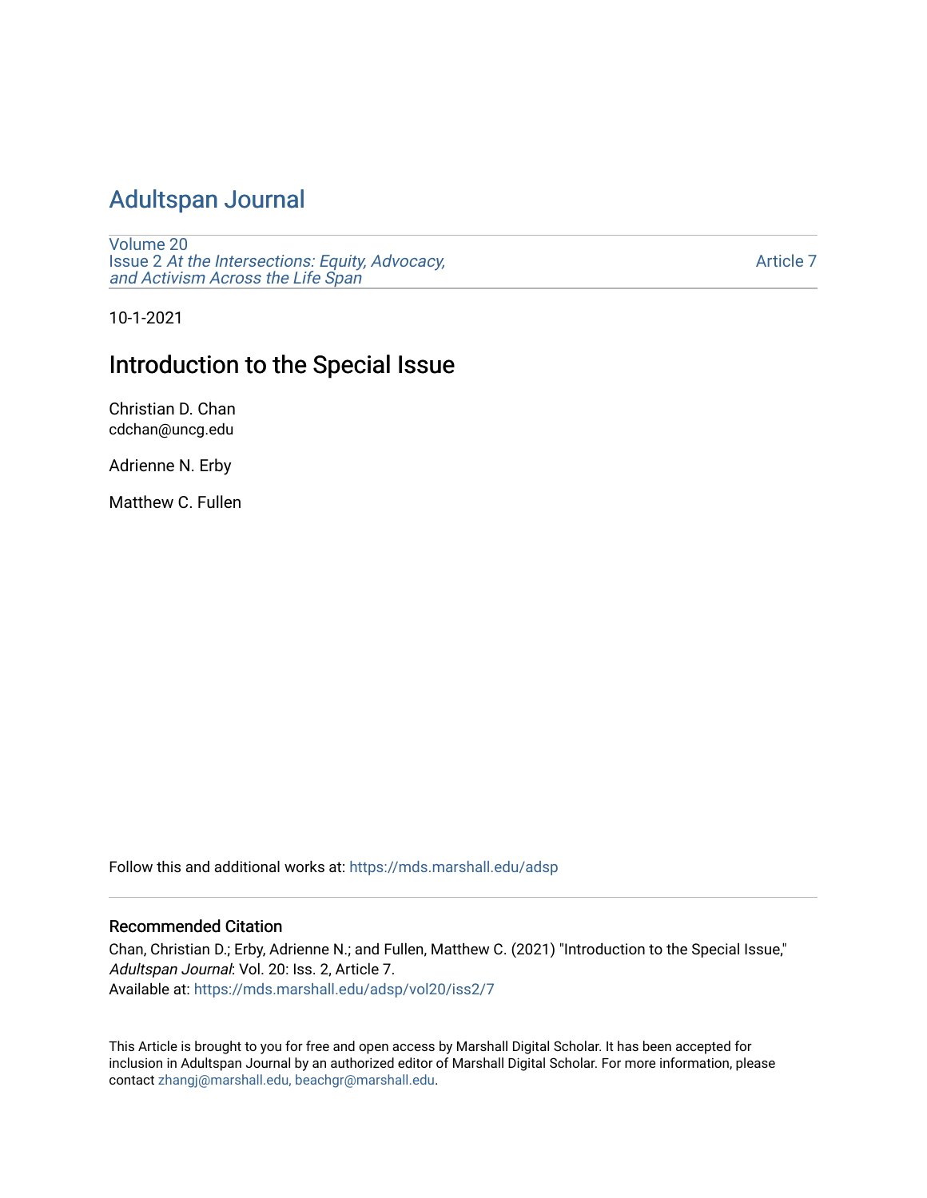# Adultspan Journal

Volume 20
Issue 2 *At the Intersections: Equity, Advocacy, and Activism Across the Life Span*

Article 7

10-1-2021

## Introduction to the Special Issue

Christian D. Chan
cdchan@uncg.edu

Adrienne N. Erby

Matthew C. Fullen

Follow this and additional works at: https://mds.marshall.edu/adsp

### Recommended Citation

Chan, Christian D.; Erby, Adrienne N.; and Fullen, Matthew C. (2021) "Introduction to the Special Issue," *Adultspan Journal*: Vol. 20: Iss. 2, Article 7.
Available at: https://mds.marshall.edu/adsp/vol20/iss2/7

This Article is brought to you for free and open access by Marshall Digital Scholar. It has been accepted for inclusion in Adultspan Journal by an authorized editor of Marshall Digital Scholar. For more information, please contact zhangj@marshall.edu, beachgr@marshall.edu.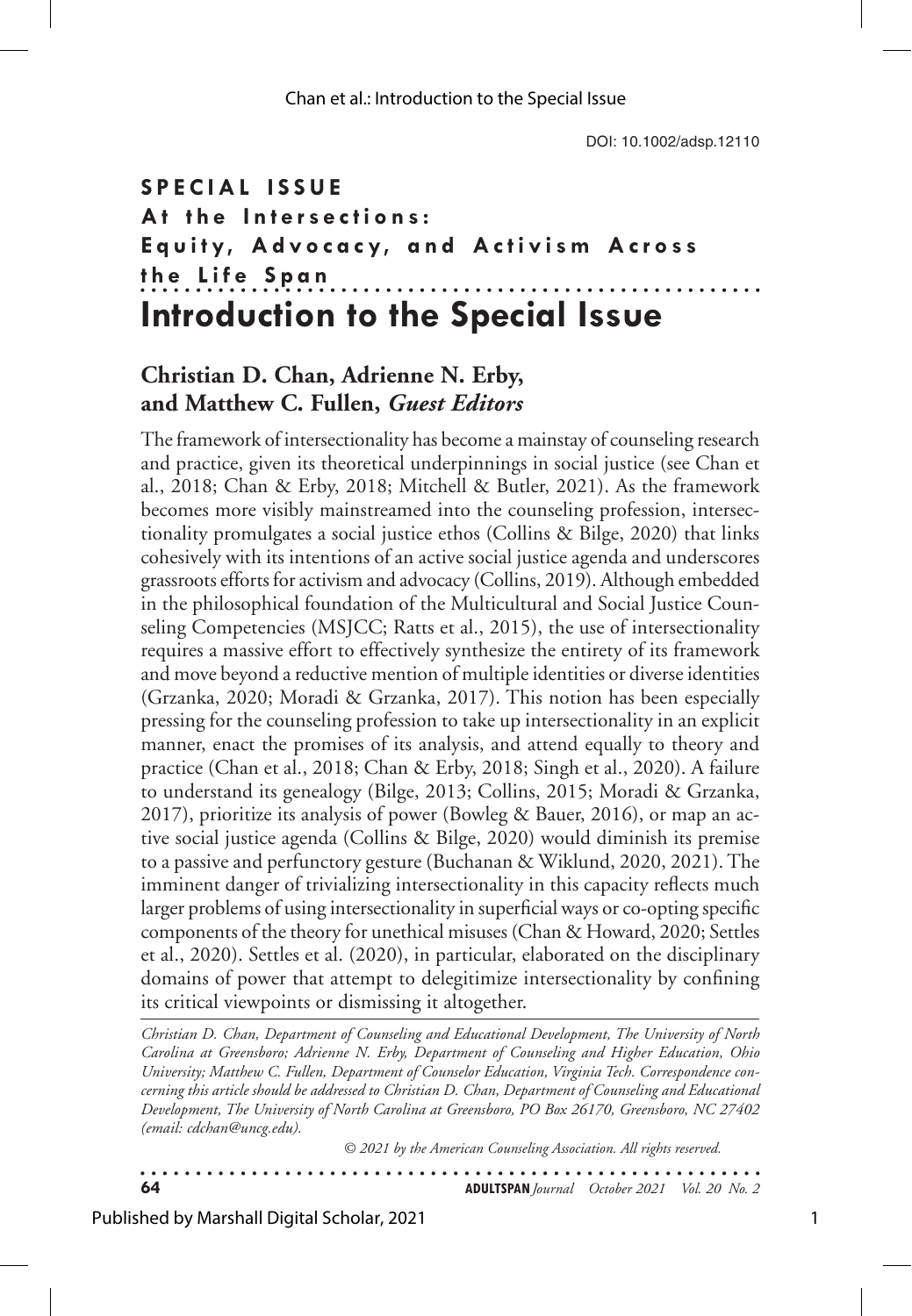# SPECIAL ISSUE

## At the Intersections: Equity, Advocacy, and Activism Across the Life Span

# Introduction to the Special Issue

**Christian D. Chan, Adrienne N. Erby, and Matthew C. Fullen,** ***Guest Editors***

The framework of intersectionality has become a mainstay of counseling research and practice, given its theoretical underpinnings in social justice (see Chan et al., 2018; Chan & Erby, 2018; Mitchell & Butler, 2021). As the framework becomes more visibly mainstreamed into the counseling profession, intersectionality promulgates a social justice ethos (Collins & Bilge, 2020) that links cohesively with its intentions of an active social justice agenda and underscores grassroots efforts for activism and advocacy (Collins, 2019). Although embedded in the philosophical foundation of the Multicultural and Social Justice Counseling Competencies (MSJCC; Ratts et al., 2015), the use of intersectionality requires a massive effort to effectively synthesize the entirety of its framework and move beyond a reductive mention of multiple identities or diverse identities (Grzanka, 2020; Moradi & Grzanka, 2017). This notion has been especially pressing for the counseling profession to take up intersectionality in an explicit manner, enact the promises of its analysis, and attend equally to theory and practice (Chan et al., 2018; Chan & Erby, 2018; Singh et al., 2020). A failure to understand its genealogy (Bilge, 2013; Collins, 2015; Moradi & Grzanka, 2017), prioritize its analysis of power (Bowleg & Bauer, 2016), or map an active social justice agenda (Collins & Bilge, 2020) would diminish its premise to a passive and perfunctory gesture (Buchanan & Wiklund, 2020, 2021). The imminent danger of trivializing intersectionality in this capacity reflects much larger problems of using intersectionality in superficial ways or co-opting specific components of the theory for unethical misuses (Chan & Howard, 2020; Settles et al., 2020). Settles et al. (2020), in particular, elaborated on the disciplinary domains of power that attempt to delegitimize intersectionality by confining its critical viewpoints or dismissing it altogether.

*Christian D. Chan, Department of Counseling and Educational Development, The University of North Carolina at Greensboro; Adrienne N. Erby, Department of Counseling and Higher Education, Ohio University; Matthew C. Fullen, Department of Counselor Education, Virginia Tech. Correspondence concerning this article should be addressed to Christian D. Chan, Department of Counseling and Educational Development, The University of North Carolina at Greensboro, PO Box 26170, Greensboro, NC 27402 (email: cdchan@uncg.edu).*

*© 2021 by the American Counseling Association. All rights reserved.*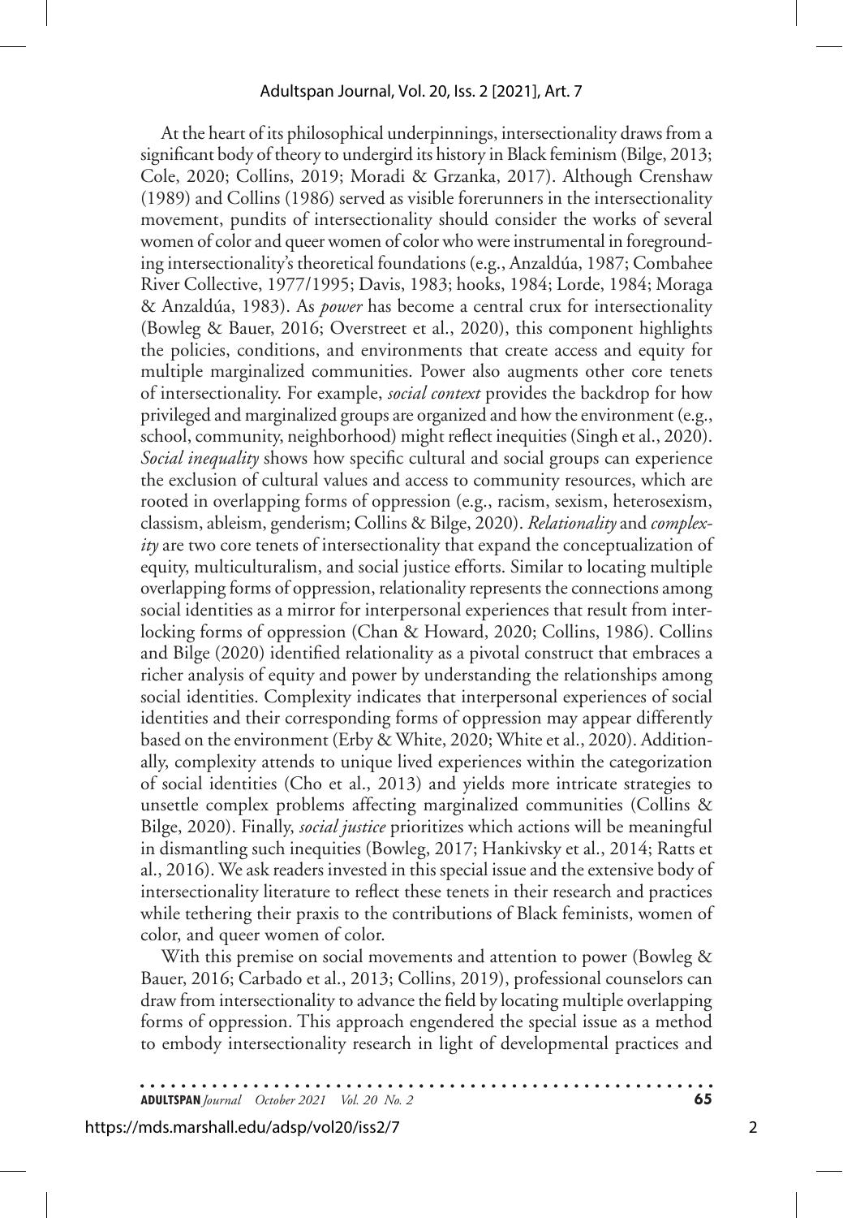At the heart of its philosophical underpinnings, intersectionality draws from a significant body of theory to undergird its history in Black feminism (Bilge, 2013; Cole, 2020; Collins, 2019; Moradi & Grzanka, 2017). Although Crenshaw (1989) and Collins (1986) served as visible forerunners in the intersectionality movement, pundits of intersectionality should consider the works of several women of color and queer women of color who were instrumental in foregrounding intersectionality's theoretical foundations (e.g., Anzaldúa, 1987; Combahee River Collective, 1977/1995; Davis, 1983; hooks, 1984; Lorde, 1984; Moraga & Anzaldúa, 1983). As *power* has become a central crux for intersectionality (Bowleg & Bauer, 2016; Overstreet et al., 2020), this component highlights the policies, conditions, and environments that create access and equity for multiple marginalized communities. Power also augments other core tenets of intersectionality. For example, *social context* provides the backdrop for how privileged and marginalized groups are organized and how the environment (e.g., school, community, neighborhood) might reflect inequities (Singh et al., 2020). *Social inequality* shows how specific cultural and social groups can experience the exclusion of cultural values and access to community resources, which are rooted in overlapping forms of oppression (e.g., racism, sexism, heterosexism, classism, ableism, genderism; Collins & Bilge, 2020). *Relationality* and *complexity* are two core tenets of intersectionality that expand the conceptualization of equity, multiculturalism, and social justice efforts. Similar to locating multiple overlapping forms of oppression, relationality represents the connections among social identities as a mirror for interpersonal experiences that result from interlocking forms of oppression (Chan & Howard, 2020; Collins, 1986). Collins and Bilge (2020) identified relationality as a pivotal construct that embraces a richer analysis of equity and power by understanding the relationships among social identities. Complexity indicates that interpersonal experiences of social identities and their corresponding forms of oppression may appear differently based on the environment (Erby & White, 2020; White et al., 2020). Additionally, complexity attends to unique lived experiences within the categorization of social identities (Cho et al., 2013) and yields more intricate strategies to unsettle complex problems affecting marginalized communities (Collins & Bilge, 2020). Finally, *social justice* prioritizes which actions will be meaningful in dismantling such inequities (Bowleg, 2017; Hankivsky et al., 2014; Ratts et al., 2016). We ask readers invested in this special issue and the extensive body of intersectionality literature to reflect these tenets in their research and practices while tethering their praxis to the contributions of Black feminists, women of color, and queer women of color.

With this premise on social movements and attention to power (Bowleg & Bauer, 2016; Carbado et al., 2013; Collins, 2019), professional counselors can draw from intersectionality to advance the field by locating multiple overlapping forms of oppression. This approach engendered the special issue as a method to embody intersectionality research in light of developmental practices and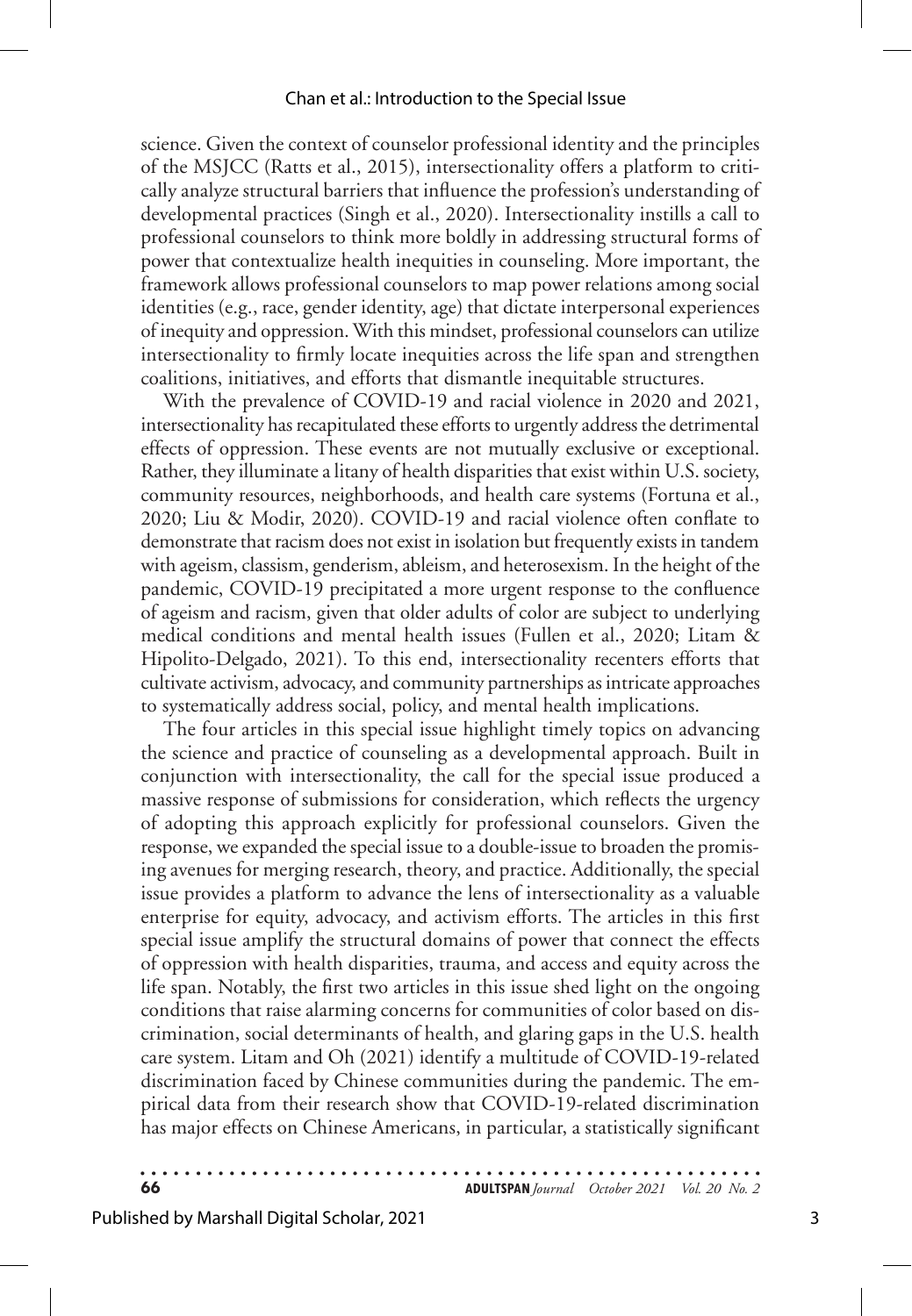science. Given the context of counselor professional identity and the principles of the MSJCC (Ratts et al., 2015), intersectionality offers a platform to critically analyze structural barriers that influence the profession's understanding of developmental practices (Singh et al., 2020). Intersectionality instills a call to professional counselors to think more boldly in addressing structural forms of power that contextualize health inequities in counseling. More important, the framework allows professional counselors to map power relations among social identities (e.g., race, gender identity, age) that dictate interpersonal experiences of inequity and oppression. With this mindset, professional counselors can utilize intersectionality to firmly locate inequities across the life span and strengthen coalitions, initiatives, and efforts that dismantle inequitable structures.

With the prevalence of COVID-19 and racial violence in 2020 and 2021, intersectionality has recapitulated these efforts to urgently address the detrimental effects of oppression. These events are not mutually exclusive or exceptional. Rather, they illuminate a litany of health disparities that exist within U.S. society, community resources, neighborhoods, and health care systems (Fortuna et al., 2020; Liu & Modir, 2020). COVID-19 and racial violence often conflate to demonstrate that racism does not exist in isolation but frequently exists in tandem with ageism, classism, genderism, ableism, and heterosexism. In the height of the pandemic, COVID-19 precipitated a more urgent response to the confluence of ageism and racism, given that older adults of color are subject to underlying medical conditions and mental health issues (Fullen et al., 2020; Litam & Hipolito-Delgado, 2021). To this end, intersectionality recenters efforts that cultivate activism, advocacy, and community partnerships as intricate approaches to systematically address social, policy, and mental health implications.

The four articles in this special issue highlight timely topics on advancing the science and practice of counseling as a developmental approach. Built in conjunction with intersectionality, the call for the special issue produced a massive response of submissions for consideration, which reflects the urgency of adopting this approach explicitly for professional counselors. Given the response, we expanded the special issue to a double-issue to broaden the promising avenues for merging research, theory, and practice. Additionally, the special issue provides a platform to advance the lens of intersectionality as a valuable enterprise for equity, advocacy, and activism efforts. The articles in this first special issue amplify the structural domains of power that connect the effects of oppression with health disparities, trauma, and access and equity across the life span. Notably, the first two articles in this issue shed light on the ongoing conditions that raise alarming concerns for communities of color based on discrimination, social determinants of health, and glaring gaps in the U.S. health care system. Litam and Oh (2021) identify a multitude of COVID-19-related discrimination faced by Chinese communities during the pandemic. The empirical data from their research show that COVID-19-related discrimination has major effects on Chinese Americans, in particular, a statistically significant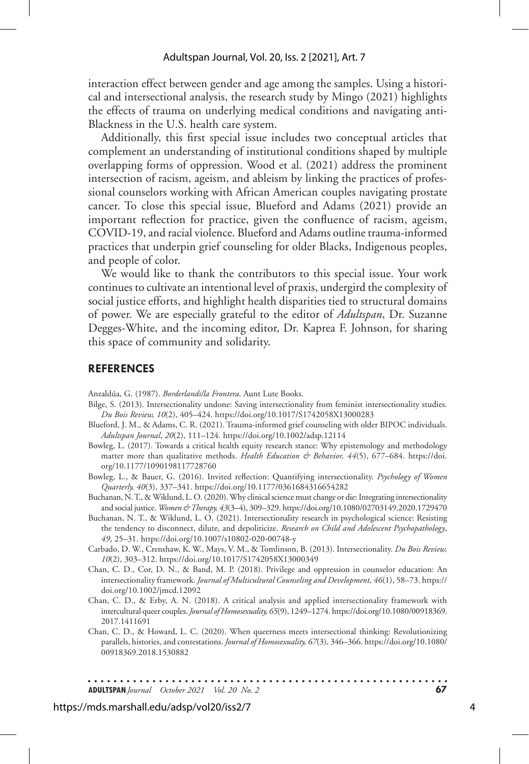interaction effect between gender and age among the samples. Using a historical and intersectional analysis, the research study by Mingo (2021) highlights the effects of trauma on underlying medical conditions and navigating anti-Blackness in the U.S. health care system.

Additionally, this first special issue includes two conceptual articles that complement an understanding of institutional conditions shaped by multiple overlapping forms of oppression. Wood et al. (2021) address the prominent intersection of racism, ageism, and ableism by linking the practices of professional counselors working with African American couples navigating prostate cancer. To close this special issue, Blueford and Adams (2021) provide an important reflection for practice, given the confluence of racism, ageism, COVID-19, and racial violence. Blueford and Adams outline trauma-informed practices that underpin grief counseling for older Blacks, Indigenous peoples, and people of color.

We would like to thank the contributors to this special issue. Your work continues to cultivate an intentional level of praxis, undergird the complexity of social justice efforts, and highlight health disparities tied to structural domains of power. We are especially grateful to the editor of *Adultspan*, Dr. Suzanne Degges-White, and the incoming editor, Dr. Kaprea F. Johnson, for sharing this space of community and solidarity.

## REFERENCES

Anzaldúa, G. (1987). *Borderlands/la Frontera*. Aunt Lute Books.

Bilge, S. (2013). Intersectionality undone: Saving intersectionality from feminist intersectionality studies. *Du Bois Review, 10*(2), 405–424. https://doi.org/10.1017/S1742058X13000283

Blueford, J. M., & Adams, C. R. (2021). Trauma-informed grief counseling with older BIPOC individuals. *Adultspan Journal*, *20*(2), 111–124. https://doi.org/10.1002/adsp.12114

Bowleg, L. (2017). Towards a critical health equity research stance: Why epistemology and methodology matter more than qualitative methods. *Health Education & Behavior, 44*(5), 677–684. https://doi.org/10.1177/1090198117728760

Bowleg, L., & Bauer, G. (2016). Invited reflection: Quantifying intersectionality. *Psychology of Women Quarterly, 40*(3), 337–341. https://doi.org/10.1177/0361684316654282

Buchanan, N. T., & Wiklund, L. O. (2020). Why clinical science must change or die: Integrating intersectionality and social justice. *Women & Therapy, 43*(3–4), 309–329. https://doi.org/10.1080/02703149.2020.1729470

Buchanan, N. T., & Wiklund, L. O. (2021). Intersectionality research in psychological science: Resisting the tendency to disconnect, dilute, and depoliticize. *Research on Child and Adolescent Psychopathology*, *49*, 25–31. https://doi.org/10.1007/s10802-020-00748-y

Carbado, D. W., Crenshaw, K. W., Mays, V. M., & Tomlinson, B. (2013). Intersectionality. *Du Bois Review, 10*(2), 303–312. https://doi.org/10.1017/S1742058X13000349

Chan, C. D., Cor, D. N., & Band, M. P. (2018). Privilege and oppression in counselor education: An intersectionality framework. *Journal of Multicultural Counseling and Development, 46*(1), 58–73. https://doi.org/10.1002/jmcd.12092

Chan, C. D., & Erby, A. N. (2018). A critical analysis and applied intersectionality framework with intercultural queer couples. *Journal of Homosexuality, 65*(9), 1249–1274. https://doi.org/10.1080/00918369.2017.1411691

Chan, C. D., & Howard, L. C. (2020). When queerness meets intersectional thinking: Revolutionizing parallels, histories, and contestations. *Journal of Homosexuality, 67*(3), 346–366. https://doi.org/10.1080/00918369.2018.1530882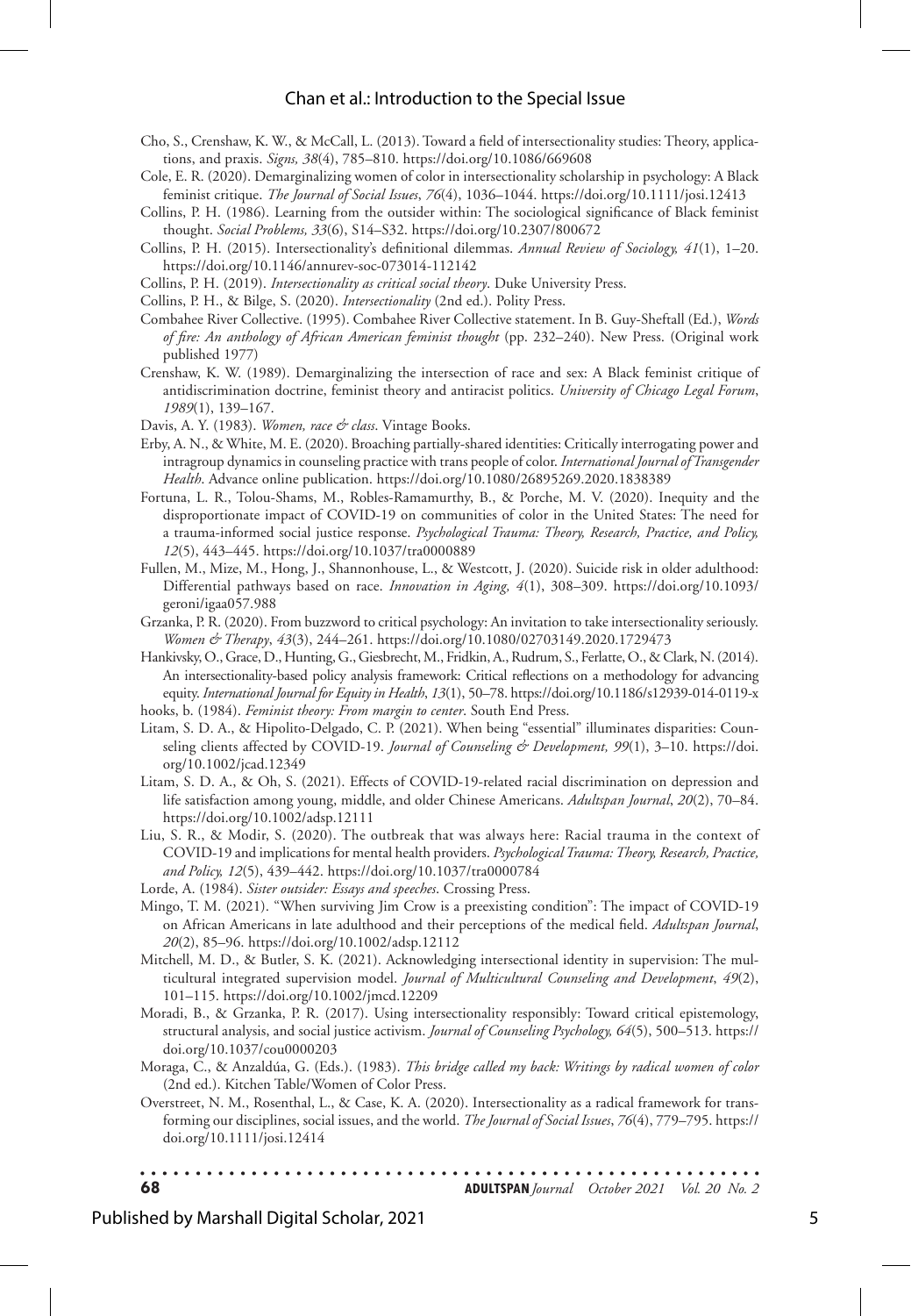Cho, S., Crenshaw, K. W., & McCall, L. (2013). Toward a field of intersectionality studies: Theory, applications, and praxis. *Signs, 38*(4), 785–810. https://doi.org/10.1086/669608

Cole, E. R. (2020). Demarginalizing women of color in intersectionality scholarship in psychology: A Black feminist critique. *The Journal of Social Issues*, *76*(4), 1036–1044. https://doi.org/10.1111/josi.12413

Collins, P. H. (1986). Learning from the outsider within: The sociological significance of Black feminist thought. *Social Problems, 33*(6), S14–S32. https://doi.org/10.2307/800672

Collins, P. H. (2015). Intersectionality's definitional dilemmas. *Annual Review of Sociology, 41*(1), 1–20. https://doi.org/10.1146/annurev-soc-073014-112142

Collins, P. H. (2019). *Intersectionality as critical social theory*. Duke University Press.

Collins, P. H., & Bilge, S. (2020). *Intersectionality* (2nd ed.). Polity Press.

Combahee River Collective. (1995). Combahee River Collective statement. In B. Guy-Sheftall (Ed.), *Words of fire: An anthology of African American feminist thought* (pp. 232–240). New Press. (Original work published 1977)

Crenshaw, K. W. (1989). Demarginalizing the intersection of race and sex: A Black feminist critique of antidiscrimination doctrine, feminist theory and antiracist politics. *University of Chicago Legal Forum*, *1989*(1), 139–167.

Davis, A. Y. (1983). *Women, race & class*. Vintage Books.

Erby, A. N., & White, M. E. (2020). Broaching partially-shared identities: Critically interrogating power and intragroup dynamics in counseling practice with trans people of color. *International Journal of Transgender Health*. Advance online publication. https://doi.org/10.1080/26895269.2020.1838389

Fortuna, L. R., Tolou-Shams, M., Robles-Ramamurthy, B., & Porche, M. V. (2020). Inequity and the disproportionate impact of COVID-19 on communities of color in the United States: The need for a trauma-informed social justice response. *Psychological Trauma: Theory, Research, Practice, and Policy, 12*(5), 443–445. https://doi.org/10.1037/tra0000889

Fullen, M., Mize, M., Hong, J., Shannonhouse, L., & Westcott, J. (2020). Suicide risk in older adulthood: Differential pathways based on race. *Innovation in Aging, 4*(1), 308–309. https://doi.org/10.1093/geroni/igaa057.988

Grzanka, P. R. (2020). From buzzword to critical psychology: An invitation to take intersectionality seriously. *Women & Therapy*, *43*(3), 244–261. https://doi.org/10.1080/02703149.2020.1729473

Hankivsky, O., Grace, D., Hunting, G., Giesbrecht, M., Fridkin, A., Rudrum, S., Ferlatte, O., & Clark, N. (2014). An intersectionality-based policy analysis framework: Critical reflections on a methodology for advancing equity. *International Journal for Equity in Health*, *13*(1), 50–78. https://doi.org/10.1186/s12939-014-0119-x

hooks, b. (1984). *Feminist theory: From margin to center*. South End Press.

Litam, S. D. A., & Hipolito-Delgado, C. P. (2021). When being "essential" illuminates disparities: Counseling clients affected by COVID-19. *Journal of Counseling & Development, 99*(1), 3–10. https://doi.org/10.1002/jcad.12349

Litam, S. D. A., & Oh, S. (2021). Effects of COVID-19-related racial discrimination on depression and life satisfaction among young, middle, and older Chinese Americans. *Adultspan Journal*, *20*(2), 70–84. https://doi.org/10.1002/adsp.12111

Liu, S. R., & Modir, S. (2020). The outbreak that was always here: Racial trauma in the context of COVID-19 and implications for mental health providers. *Psychological Trauma: Theory, Research, Practice, and Policy, 12*(5), 439–442. https://doi.org/10.1037/tra0000784

Lorde, A. (1984). *Sister outsider: Essays and speeches*. Crossing Press.

Mingo, T. M. (2021). "When surviving Jim Crow is a preexisting condition": The impact of COVID-19 on African Americans in late adulthood and their perceptions of the medical field. *Adultspan Journal*, *20*(2), 85–96. https://doi.org/10.1002/adsp.12112

Mitchell, M. D., & Butler, S. K. (2021). Acknowledging intersectional identity in supervision: The multicultural integrated supervision model. *Journal of Multicultural Counseling and Development*, *49*(2), 101–115. https://doi.org/10.1002/jmcd.12209

Moradi, B., & Grzanka, P. R. (2017). Using intersectionality responsibly: Toward critical epistemology, structural analysis, and social justice activism. *Journal of Counseling Psychology, 64*(5), 500–513. https://doi.org/10.1037/cou0000203

Moraga, C., & Anzaldúa, G. (Eds.). (1983). *This bridge called my back: Writings by radical women of color* (2nd ed.). Kitchen Table/Women of Color Press.

Overstreet, N. M., Rosenthal, L., & Case, K. A. (2020). Intersectionality as a radical framework for transforming our disciplines, social issues, and the world. *The Journal of Social Issues*, *76*(4), 779–795. https://doi.org/10.1111/josi.12414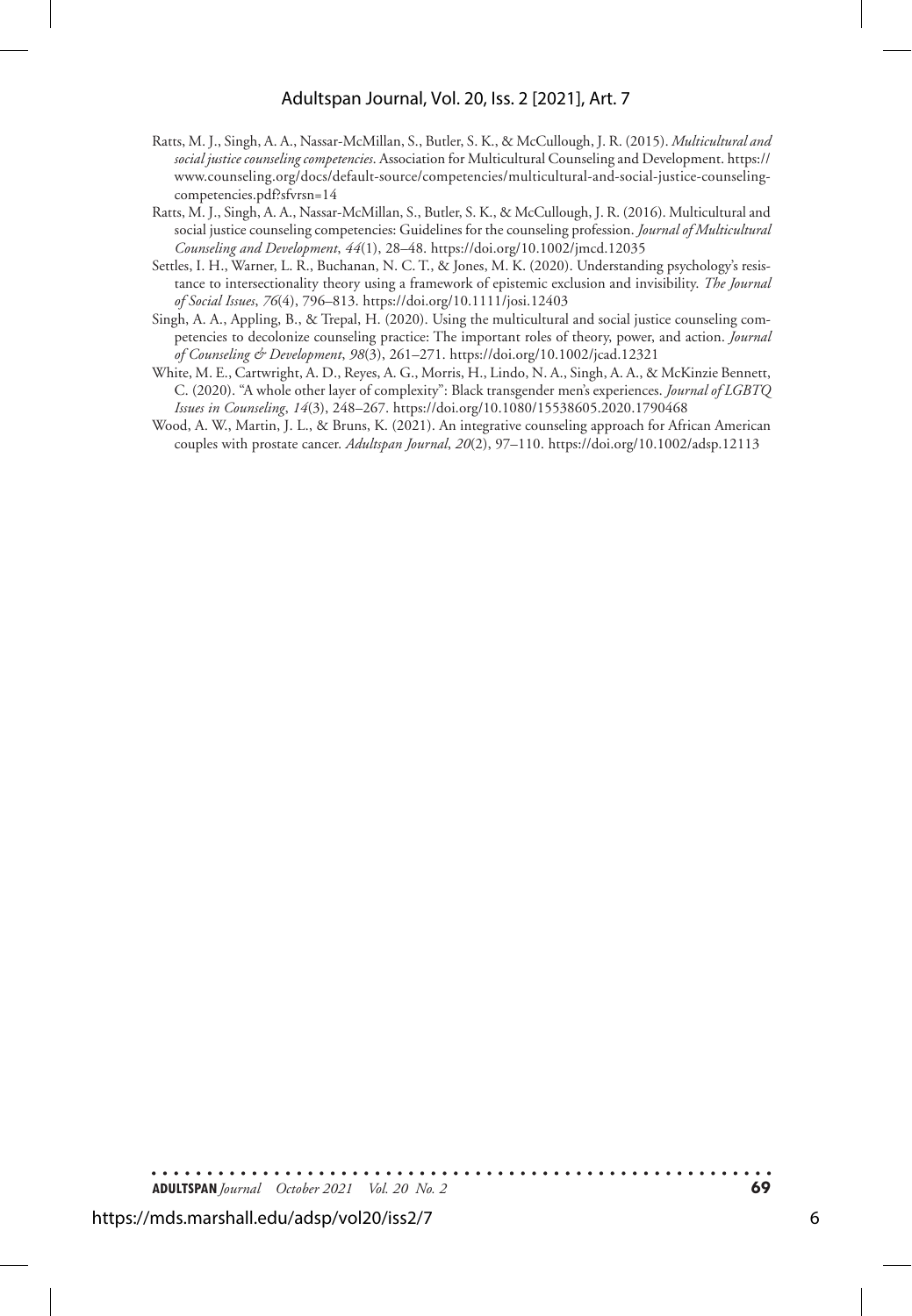Ratts, M. J., Singh, A. A., Nassar-McMillan, S., Butler, S. K., & McCullough, J. R. (2015). *Multicultural and social justice counseling competencies*. Association for Multicultural Counseling and Development. https://www.counseling.org/docs/default-source/competencies/multicultural-and-social-justice-counseling-competencies.pdf?sfvrsn=14

Ratts, M. J., Singh, A. A., Nassar-McMillan, S., Butler, S. K., & McCullough, J. R. (2016). Multicultural and social justice counseling competencies: Guidelines for the counseling profession. *Journal of Multicultural Counseling and Development*, *44*(1), 28–48. https://doi.org/10.1002/jmcd.12035

Settles, I. H., Warner, L. R., Buchanan, N. C. T., & Jones, M. K. (2020). Understanding psychology's resistance to intersectionality theory using a framework of epistemic exclusion and invisibility. *The Journal of Social Issues*, *76*(4), 796–813. https://doi.org/10.1111/josi.12403

Singh, A. A., Appling, B., & Trepal, H. (2020). Using the multicultural and social justice counseling competencies to decolonize counseling practice: The important roles of theory, power, and action. *Journal of Counseling & Development*, *98*(3), 261–271. https://doi.org/10.1002/jcad.12321

White, M. E., Cartwright, A. D., Reyes, A. G., Morris, H., Lindo, N. A., Singh, A. A., & McKinzie Bennett, C. (2020). "A whole other layer of complexity": Black transgender men's experiences. *Journal of LGBTQ Issues in Counseling*, *14*(3), 248–267. https://doi.org/10.1080/15538605.2020.1790468

Wood, A. W., Martin, J. L., & Bruns, K. (2021). An integrative counseling approach for African American couples with prostate cancer. *Adultspan Journal*, *20*(2), 97–110. https://doi.org/10.1002/adsp.12113